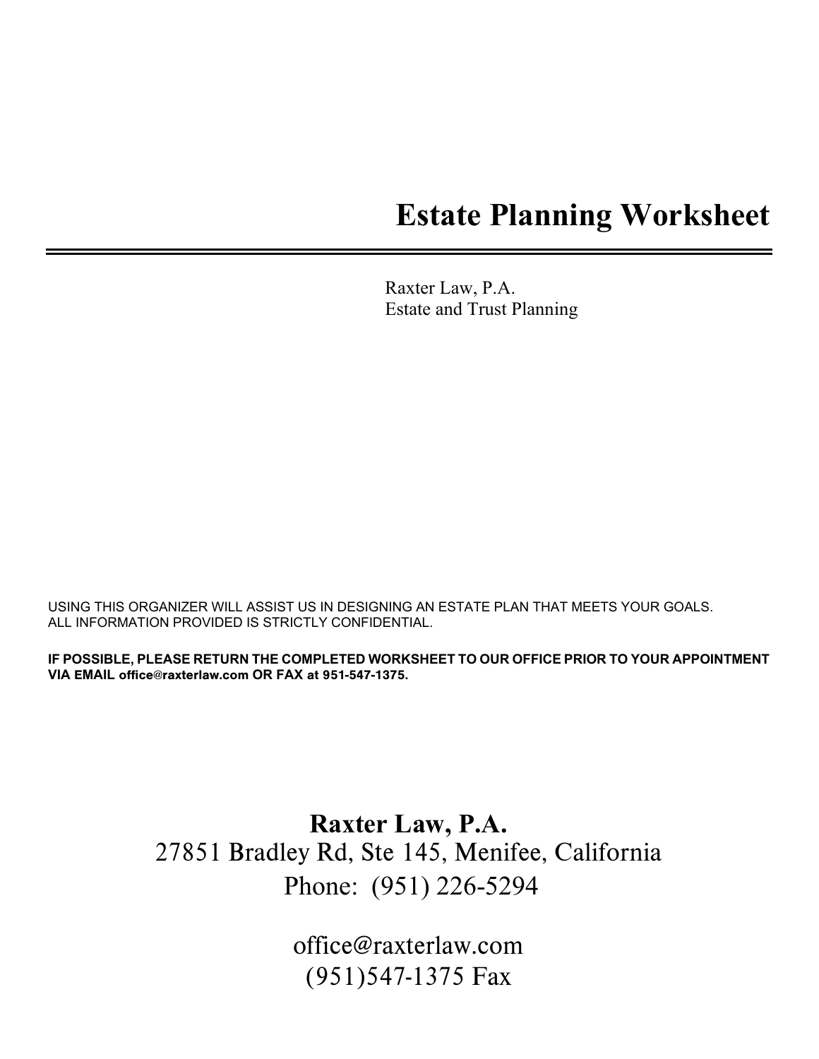# Estate Planning Worksheet

Raxter Law, P.A.
Estate and Trust Planning

USING THIS ORGANIZER WILL ASSIST US IN DESIGNING AN ESTATE PLAN THAT MEETS YOUR GOALS.
ALL INFORMATION PROVIDED IS STRICTLY CONFIDENTIAL.

**IF POSSIBLE, PLEASE RETURN THE COMPLETED WORKSHEET TO OUR OFFICE PRIOR TO YOUR APPOINTMENT VIA EMAIL office@raxterlaw.com OR FAX at 951-547-1375.**

**Raxter Law, P.A.**
27851 Bradley Rd, Ste 145, Menifee, California
Phone: (951) 226-5294

office@raxterlaw.com
(951)547-1375 Fax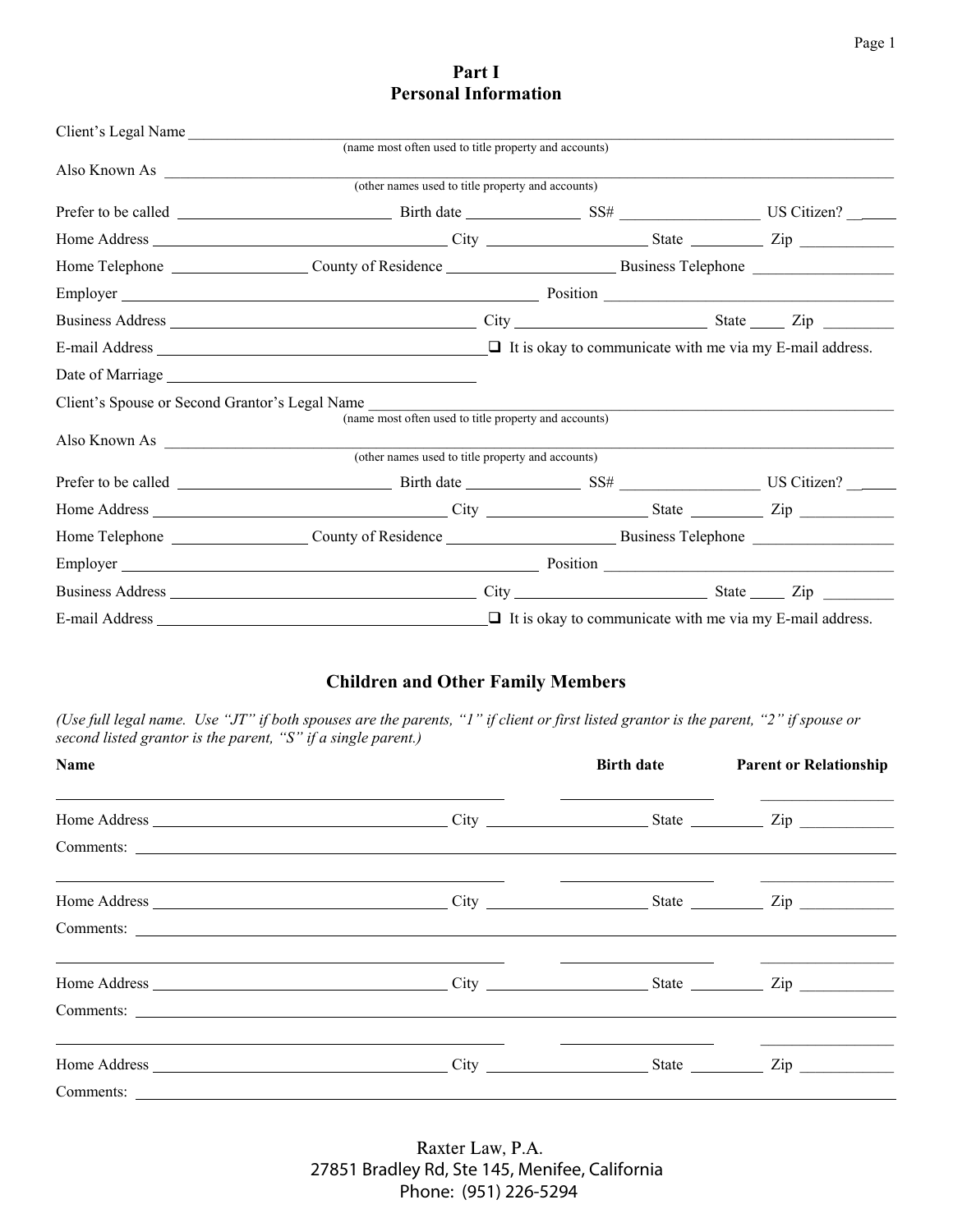# Part I
# Personal Information

Client's Legal Name ______________________________________________
(name most often used to title property and accounts)

Also Known As ______________________________________________
(other names used to title property and accounts)

Prefer to be called ____________________ Birth date ____________ SS# ______________ US Citizen? _____

Home Address ______________________________ City ________________ State ________ Zip __________

Home Telephone ______________ County of Residence __________________ Business Telephone ______________

Employer ______________________________________________ Position ______________________________

Business Address ______________________________ City ____________________ State ____ Zip ________

E-mail Address ________________________________ ❑ It is okay to communicate with me via my E-mail address.

Date of Marriage ________________________________

Client's Spouse or Second Grantor's Legal Name ______________________________________________
(name most often used to title property and accounts)

Also Known As ______________________________________________
(other names used to title property and accounts)

Prefer to be called ____________________ Birth date ____________ SS# ______________ US Citizen? _____

Home Address ______________________________ City ________________ State ________ Zip __________

Home Telephone ______________ County of Residence __________________ Business Telephone ______________

Employer ______________________________________________ Position ______________________________

Business Address ______________________________ City ____________________ State ____ Zip ________

E-mail Address ________________________________ ❑ It is okay to communicate with me via my E-mail address.

## Children and Other Family Members

*(Use full legal name. Use "JT" if both spouses are the parents, "1" if client or first listed grantor is the parent, "2" if spouse or second listed grantor is the parent, "S" if a single parent.)*

| **Name** | **Birth date** | **Parent or Relationship** |
|---|---|---|
| ______________________________ | ______________ | ______________ |

Home Address ______________________________ City ________________ State ________ Zip __________

Comments: ______________________________________________

| | | |
|---|---|---|
| ______________________________ | ______________ | ______________ |

Home Address ______________________________ City ________________ State ________ Zip __________

Comments: ______________________________________________

| | | |
|---|---|---|
| ______________________________ | ______________ | ______________ |

Home Address ______________________________ City ________________ State ________ Zip __________

Comments: ______________________________________________

| | | |
|---|---|---|
| ______________________________ | ______________ | ______________ |

Home Address ______________________________ City ________________ State ________ Zip __________

Comments: ______________________________________________

Raxter Law, P.A.
27851 Bradley Rd, Ste 145, Menifee, California
Phone: (951) 226-5294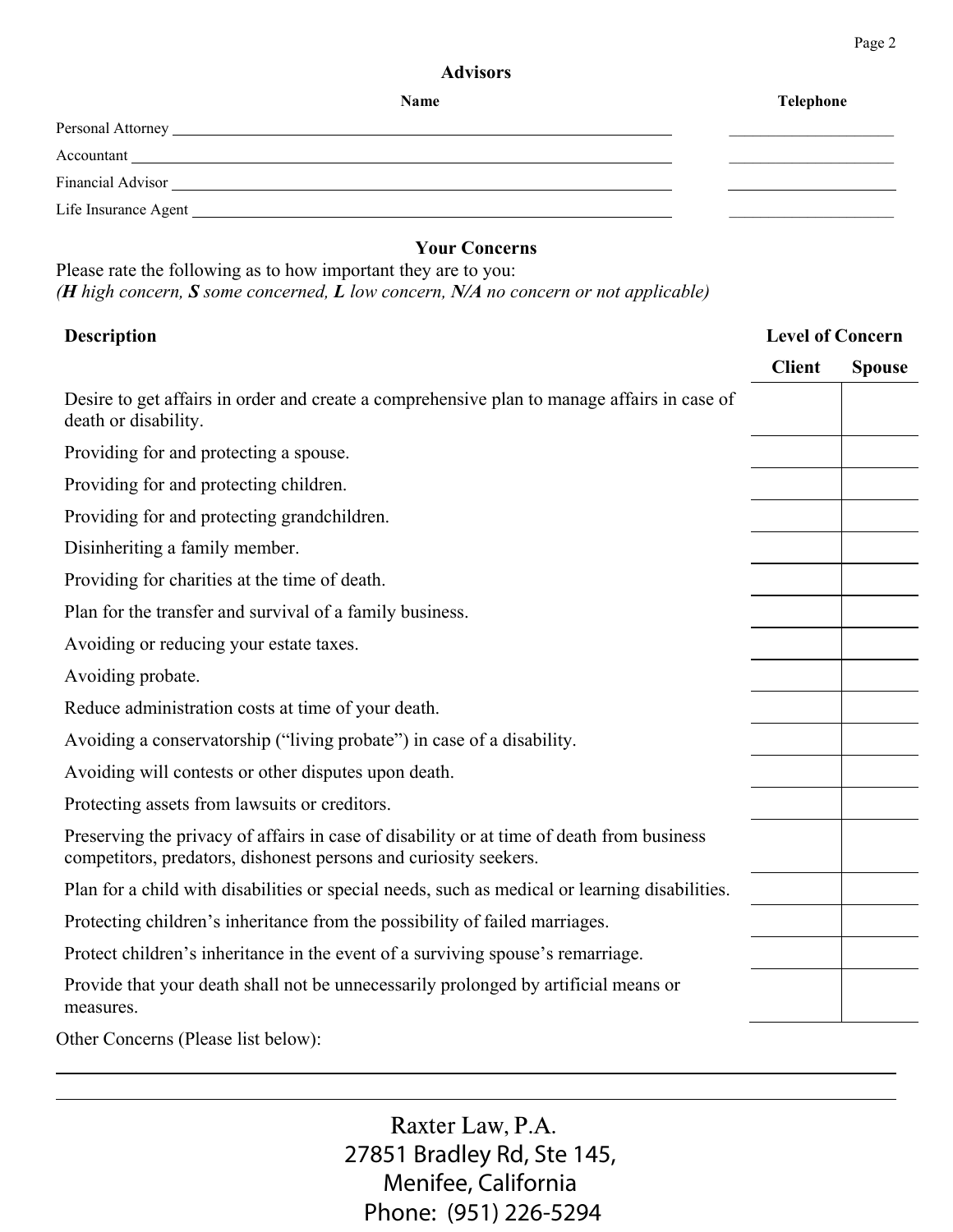## Advisors

| | Name | Telephone |
|---|---|---|
| Personal Attorney | | |
| Accountant | | |
| Financial Advisor | | |
| Life Insurance Agent | | |

## Your Concerns

Please rate the following as to how important they are to you:
*(**H** high concern, **S** some concerned, **L** low concern, **N/A** no concern or not applicable)*

| Description | Level of Concern | |
|---|---|---|
| | **Client** | **Spouse** |
| Desire to get affairs in order and create a comprehensive plan to manage affairs in case of death or disability. | | |
| Providing for and protecting a spouse. | | |
| Providing for and protecting children. | | |
| Providing for and protecting grandchildren. | | |
| Disinheriting a family member. | | |
| Providing for charities at the time of death. | | |
| Plan for the transfer and survival of a family business. | | |
| Avoiding or reducing your estate taxes. | | |
| Avoiding probate. | | |
| Reduce administration costs at time of your death. | | |
| Avoiding a conservatorship ("living probate") in case of a disability. | | |
| Avoiding will contests or other disputes upon death. | | |
| Protecting assets from lawsuits or creditors. | | |
| Preserving the privacy of affairs in case of disability or at time of death from business competitors, predators, dishonest persons and curiosity seekers. | | |
| Plan for a child with disabilities or special needs, such as medical or learning disabilities. | | |
| Protecting children's inheritance from the possibility of failed marriages. | | |
| Protect children's inheritance in the event of a surviving spouse's remarriage. | | |
| Provide that your death shall not be unnecessarily prolonged by artificial means or measures. | | |

Other Concerns (Please list below):

Raxter Law, P.A.
27851 Bradley Rd, Ste 145,
Menifee, California
Phone: (951) 226-5294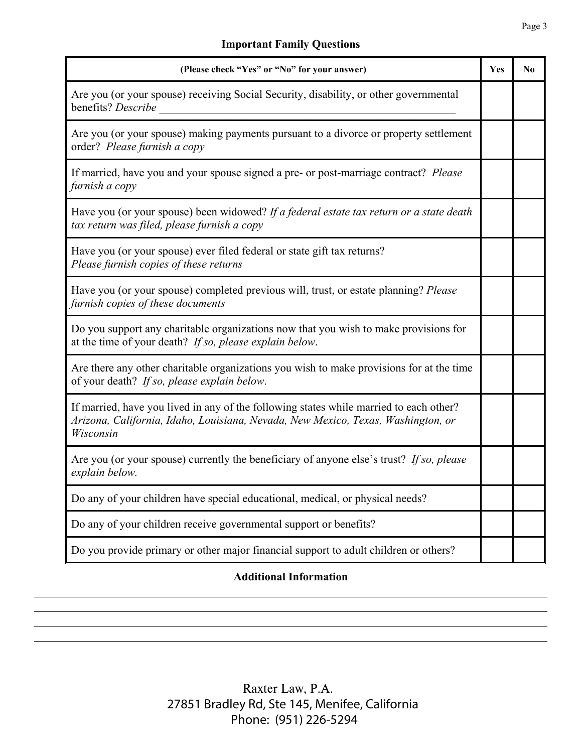## Important Family Questions

| (Please check "Yes" or "No" for your answer) | Yes | No |
|---|---|---|
| Are you (or your spouse) receiving Social Security, disability, or other governmental benefits? *Describe* ________________________________________________ | | |
| Are you (or your spouse) making payments pursuant to a divorce or property settlement order? *Please furnish a copy* | | |
| If married, have you and your spouse signed a pre- or post-marriage contract? *Please furnish a copy* | | |
| Have you (or your spouse) been widowed? *If a federal estate tax return or a state death tax return was filed, please furnish a copy* | | |
| Have you (or your spouse) ever filed federal or state gift tax returns? *Please furnish copies of these returns* | | |
| Have you (or your spouse) completed previous will, trust, or estate planning? *Please furnish copies of these documents* | | |
| Do you support any charitable organizations now that you wish to make provisions for at the time of your death? *If so, please explain below*. | | |
| Are there any other charitable organizations you wish to make provisions for at the time of your death? *If so, please explain below*. | | |
| If married, have you lived in any of the following states while married to each other? *Arizona, California, Idaho, Louisiana, Nevada, New Mexico, Texas, Washington, or Wisconsin* | | |
| Are you (or your spouse) currently the beneficiary of anyone else's trust? *If so, please explain below.* | | |
| Do any of your children have special educational, medical, or physical needs? | | |
| Do any of your children receive governmental support or benefits? | | |
| Do you provide primary or other major financial support to adult children or others? | | |

## Additional Information

________________________________________________________________________________

________________________________________________________________________________

________________________________________________________________________________

________________________________________________________________________________

Raxter Law, P.A.
27851 Bradley Rd, Ste 145, Menifee, California
Phone: (951) 226-5294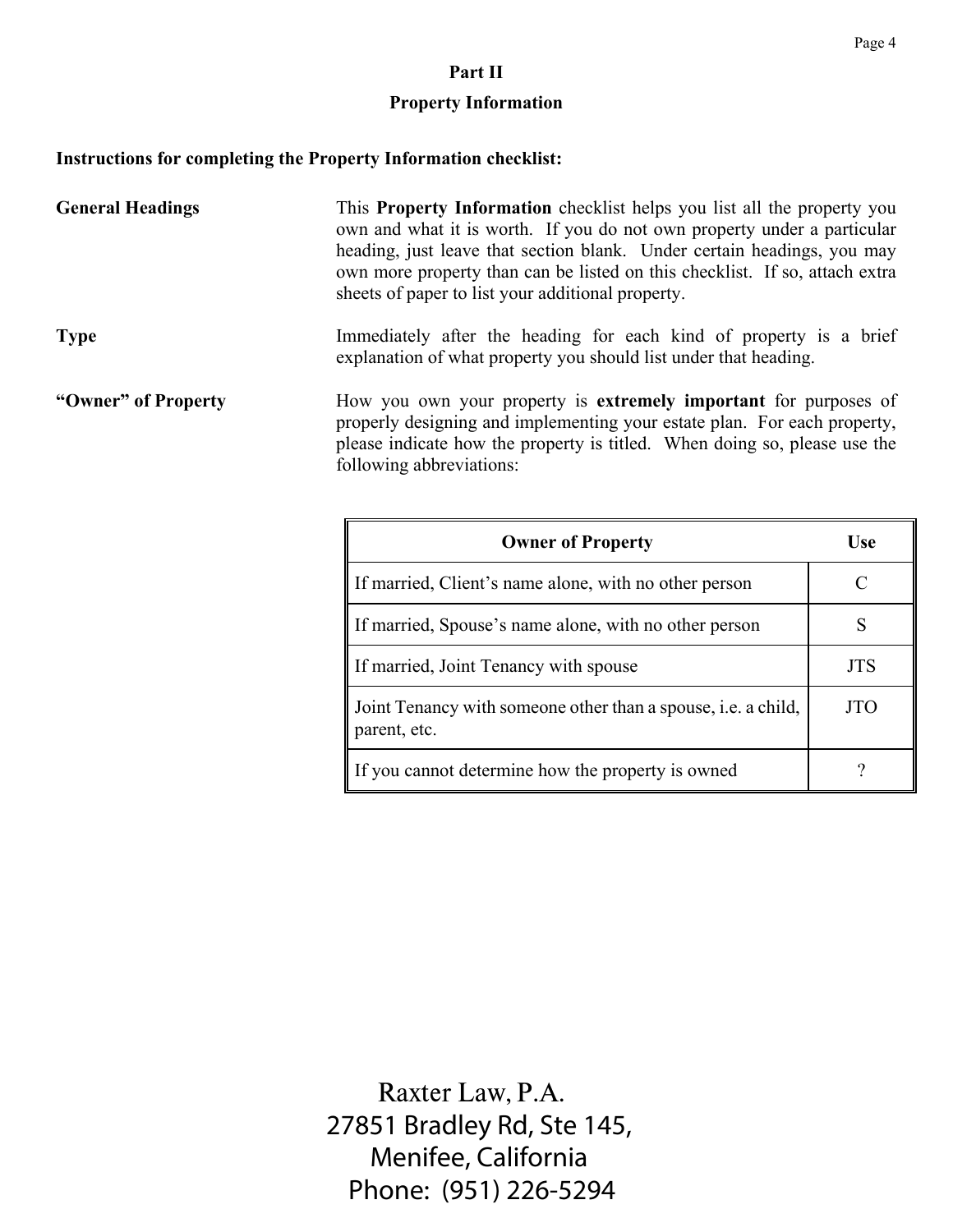## Part II

## Property Information

**Instructions for completing the Property Information checklist:**

**General Headings**

This **Property Information** checklist helps you list all the property you own and what it is worth. If you do not own property under a particular heading, just leave that section blank. Under certain headings, you may own more property than can be listed on this checklist. If so, attach extra sheets of paper to list your additional property.

**Type**

Immediately after the heading for each kind of property is a brief explanation of what property you should list under that heading.

**"Owner" of Property**

How you own your property is **extremely important** for purposes of properly designing and implementing your estate plan. For each property, please indicate how the property is titled. When doing so, please use the following abbreviations:

| Owner of Property | Use |
|---|---|
| If married, Client's name alone, with no other person | C |
| If married, Spouse's name alone, with no other person | S |
| If married, Joint Tenancy with spouse | JTS |
| Joint Tenancy with someone other than a spouse, i.e. a child, parent, etc. | JTO |
| If you cannot determine how the property is owned | ? |

Raxter Law, P.A.
27851 Bradley Rd, Ste 145,
Menifee, California
Phone: (951) 226-5294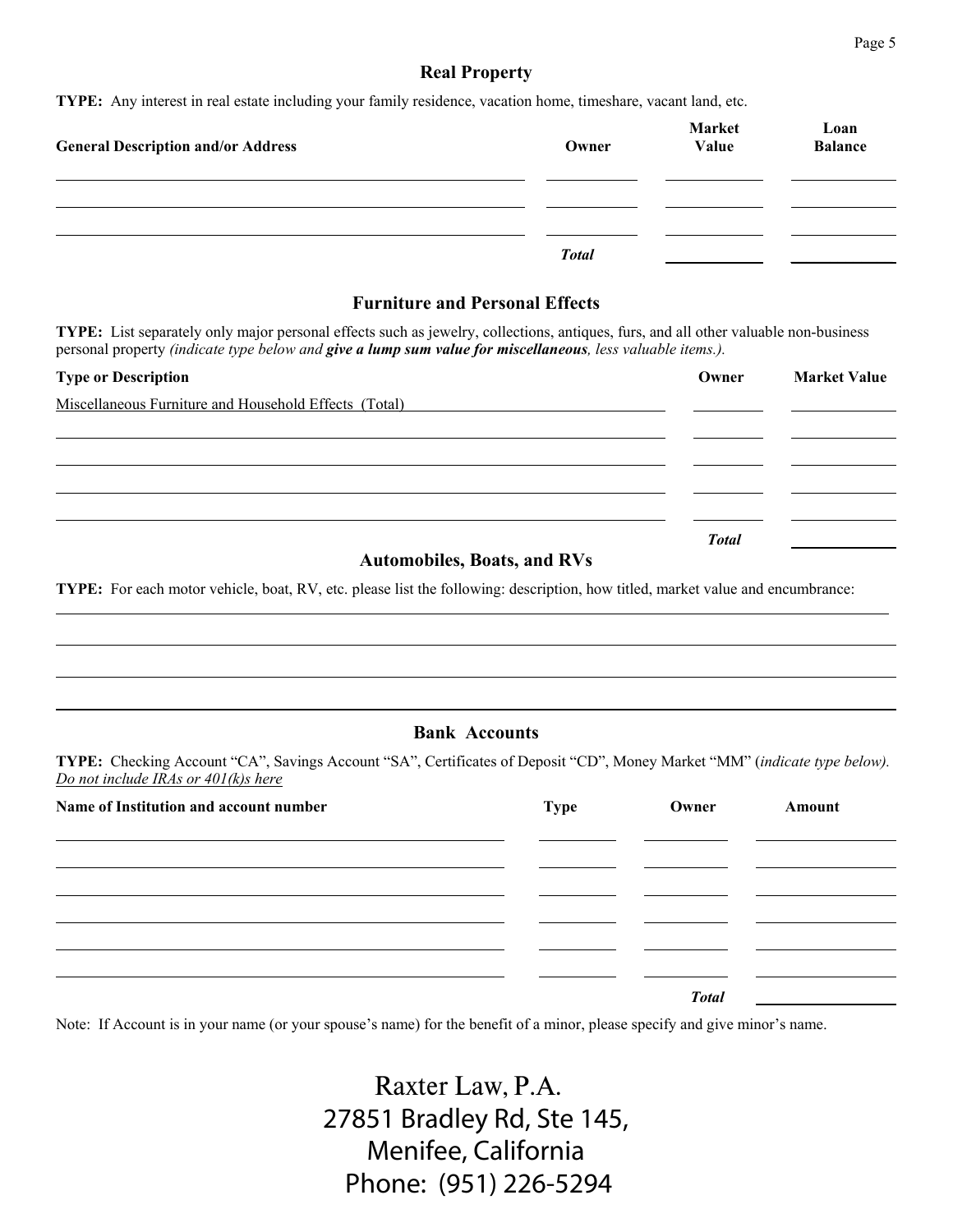## Real Property

**TYPE:** Any interest in real estate including your family residence, vacation home, timeshare, vacant land, etc.

| General Description and/or Address | Owner | Market Value | Loan Balance |
|---|---|---|---|
| | | | |
| | | | |
| | | | |
| | *Total* | | |

## Furniture and Personal Effects

**TYPE:** List separately only major personal effects such as jewelry, collections, antiques, furs, and all other valuable non-business personal property *(indicate type below and* ***give a lump sum value for miscellaneous****, less valuable items.).*

| Type or Description | Owner | Market Value |
|---|---|---|
| Miscellaneous Furniture and Household Effects (Total) | | |
| | | |
| | | |
| | | |
| | | |
| | *Total* | |

## Automobiles, Boats, and RVs

**TYPE:** For each motor vehicle, boat, RV, etc. please list the following: description, how titled, market value and encumbrance:

## Bank Accounts

**TYPE:** Checking Account "CA", Savings Account "SA", Certificates of Deposit "CD", Money Market "MM" (*indicate type below). Do not include IRAs or 401(k)s here*

| Name of Institution and account number | Type | Owner | Amount |
|---|---|---|---|
| | | | |
| | | | |
| | | | |
| | | | |
| | | | |
| | | | |
| | | *Total* | |

Note: If Account is in your name (or your spouse's name) for the benefit of a minor, please specify and give minor's name.

Raxter Law, P.A.
27851 Bradley Rd, Ste 145,
Menifee, California
Phone: (951) 226-5294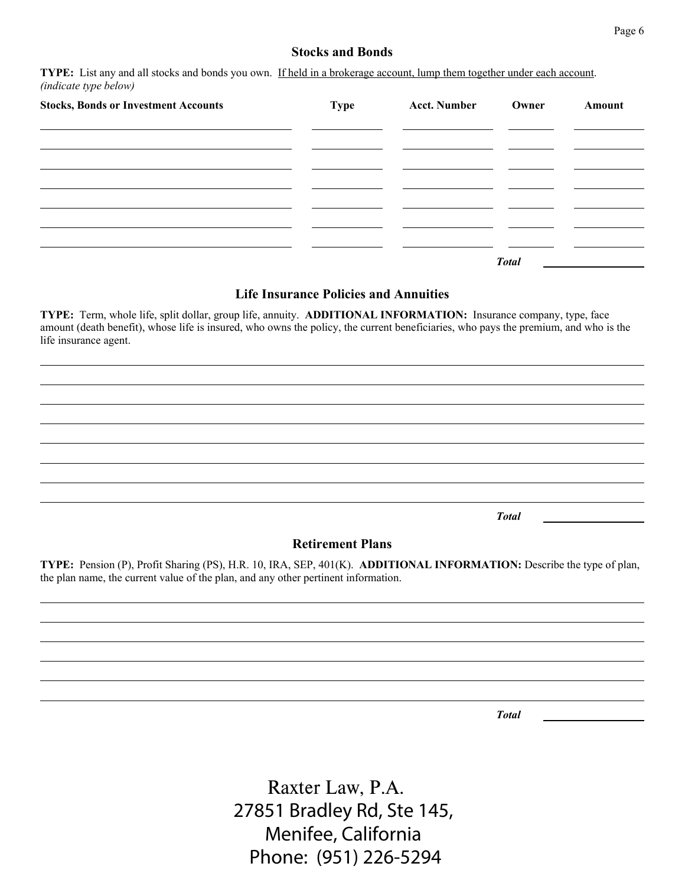## Stocks and Bonds

**TYPE:** List any and all stocks and bonds you own. If held in a brokerage account, lump them together under each account. *(indicate type below)*

| Stocks, Bonds or Investment Accounts | Type | Acct. Number | Owner | Amount |
|---|---|---|---|---|
| | | | | |
| | | | | |
| | | | | |
| | | | | |
| | | | | |
| | | | | |
| | | | | |
| | | | ***Total*** | |

## Life Insurance Policies and Annuities

**TYPE:** Term, whole life, split dollar, group life, annuity. **ADDITIONAL INFORMATION:** Insurance company, type, face amount (death benefit), whose life is insured, who owns the policy, the current beneficiaries, who pays the premium, and who is the life insurance agent.

_______________________________________________

_______________________________________________

_______________________________________________

_______________________________________________

_______________________________________________

_______________________________________________

_______________________________________________

_______________________________________________

***Total*** ______________

## Retirement Plans

**TYPE:** Pension (P), Profit Sharing (PS), H.R. 10, IRA, SEP, 401(K). **ADDITIONAL INFORMATION:** Describe the type of plan, the plan name, the current value of the plan, and any other pertinent information.

_______________________________________________

_______________________________________________

_______________________________________________

_______________________________________________

_______________________________________________

_______________________________________________

***Total*** ______________

Raxter Law, P.A.
27851 Bradley Rd, Ste 145,
Menifee, California
Phone: (951) 226-5294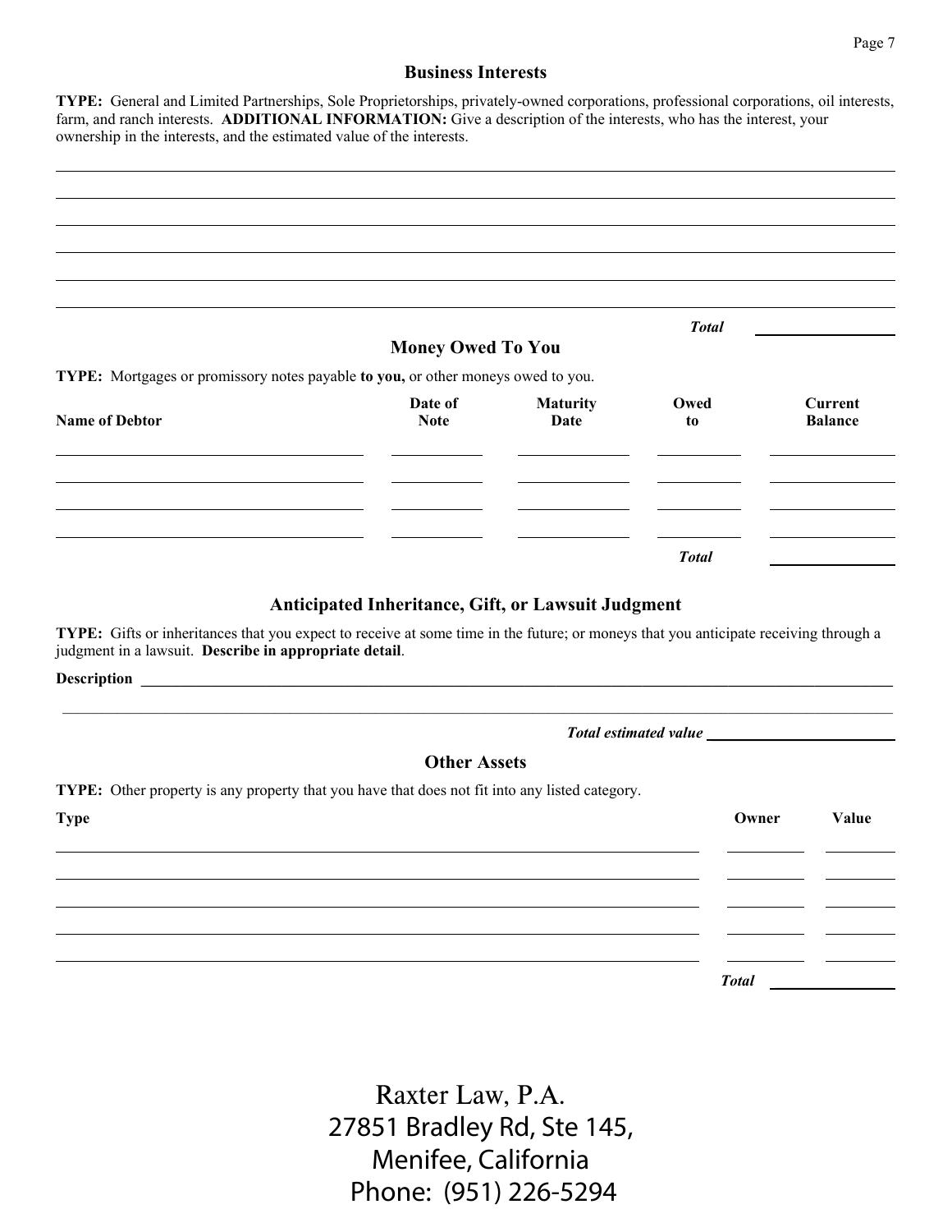## Business Interests

**TYPE:** General and Limited Partnerships, Sole Proprietorships, privately-owned corporations, professional corporations, oil interests, farm, and ranch interests. **ADDITIONAL INFORMATION:** Give a description of the interests, who has the interest, your ownership in the interests, and the estimated value of the interests.

\_\_\_\_\_\_\_\_\_\_\_\_\_\_\_\_\_\_\_\_\_\_\_\_\_\_\_\_\_\_\_\_\_\_\_\_\_\_\_\_\_\_\_\_\_\_\_\_\_\_\_\_\_\_\_\_\_\_\_\_\_\_\_\_\_\_

\_\_\_\_\_\_\_\_\_\_\_\_\_\_\_\_\_\_\_\_\_\_\_\_\_\_\_\_\_\_\_\_\_\_\_\_\_\_\_\_\_\_\_\_\_\_\_\_\_\_\_\_\_\_\_\_\_\_\_\_\_\_\_\_\_\_

\_\_\_\_\_\_\_\_\_\_\_\_\_\_\_\_\_\_\_\_\_\_\_\_\_\_\_\_\_\_\_\_\_\_\_\_\_\_\_\_\_\_\_\_\_\_\_\_\_\_\_\_\_\_\_\_\_\_\_\_\_\_\_\_\_\_

\_\_\_\_\_\_\_\_\_\_\_\_\_\_\_\_\_\_\_\_\_\_\_\_\_\_\_\_\_\_\_\_\_\_\_\_\_\_\_\_\_\_\_\_\_\_\_\_\_\_\_\_\_\_\_\_\_\_\_\_\_\_\_\_\_\_

\_\_\_\_\_\_\_\_\_\_\_\_\_\_\_\_\_\_\_\_\_\_\_\_\_\_\_\_\_\_\_\_\_\_\_\_\_\_\_\_\_\_\_\_\_\_\_\_\_\_\_\_\_\_\_\_\_\_\_\_\_\_\_\_\_\_

\_\_\_\_\_\_\_\_\_\_\_\_\_\_\_\_\_\_\_\_\_\_\_\_\_\_\_\_\_\_\_\_\_\_\_\_\_\_\_\_\_\_\_\_\_\_\_\_\_\_\_\_\_\_\_\_\_\_\_\_\_\_\_\_\_\_

*Total* \_\_\_\_\_\_\_\_\_\_\_\_

## Money Owed To You

**TYPE:** Mortgages or promissory notes payable **to you,** or other moneys owed to you.

| Name of Debtor | Date of Note | Maturity Date | Owed to | Current Balance |
|---|---|---|---|---|
| | | | | |
| | | | | |
| | | | | |
| | | | | |
| | | | *Total* | |

## Anticipated Inheritance, Gift, or Lawsuit Judgment

**TYPE:** Gifts or inheritances that you expect to receive at some time in the future; or moneys that you anticipate receiving through a judgment in a lawsuit. **Describe in appropriate detail**.

**Description** \_\_\_\_\_\_\_\_\_\_\_\_\_\_\_\_\_\_\_\_\_\_\_\_\_\_\_\_\_\_\_\_\_\_\_\_\_\_\_\_\_\_\_\_\_\_\_\_\_\_\_\_\_\_\_\_

\_\_\_\_\_\_\_\_\_\_\_\_\_\_\_\_\_\_\_\_\_\_\_\_\_\_\_\_\_\_\_\_\_\_\_\_\_\_\_\_\_\_\_\_\_\_\_\_\_\_\_\_\_\_\_\_\_\_\_\_\_\_\_\_\_\_

*Total estimated value* \_\_\_\_\_\_\_\_\_\_\_\_

## Other Assets

**TYPE:** Other property is any property that you have that does not fit into any listed category.

| Type | Owner | Value |
|---|---|---|
| | | |
| | | |
| | | |
| | | |
| | | |
| | *Total* | |

Raxter Law, P.A.
27851 Bradley Rd, Ste 145,
Menifee, California
Phone: (951) 226-5294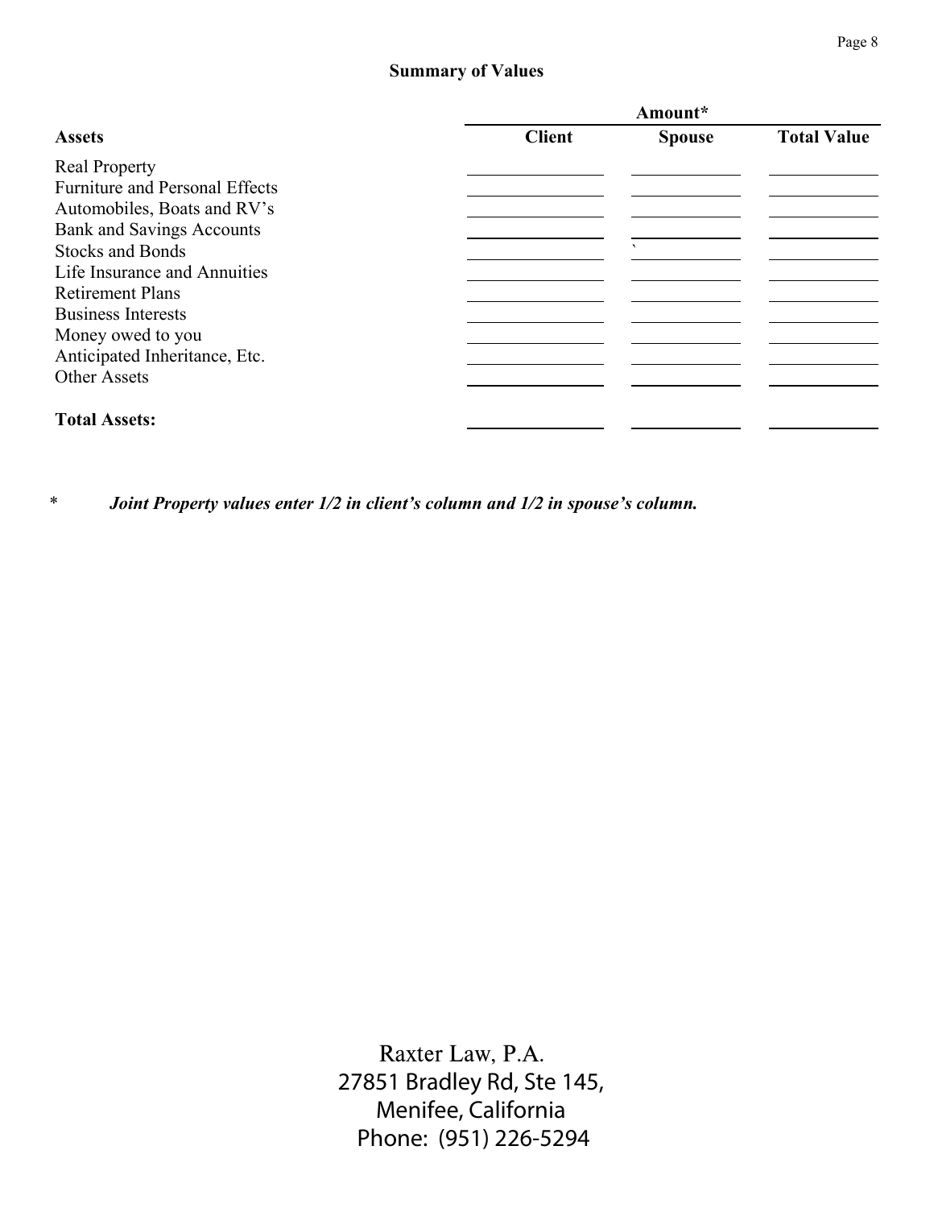## Summary of Values

| Assets | Amount* | | |
|---|---|---|---|
| | Client | Spouse | Total Value |
| Real Property | | | |
| Furniture and Personal Effects | | | |
| Automobiles, Boats and RV's | | | |
| Bank and Savings Accounts | | | |
| Stocks and Bonds | | ` | |
| Life Insurance and Annuities | | | |
| Retirement Plans | | | |
| Business Interests | | | |
| Money owed to you | | | |
| Anticipated Inheritance, Etc. | | | |
| Other Assets | | | |
| **Total Assets:** | | | |

\* ***Joint Property values enter 1/2 in client's column and 1/2 in spouse's column.***

Raxter Law, P.A.
27851 Bradley Rd, Ste 145,
Menifee, California
Phone: (951) 226-5294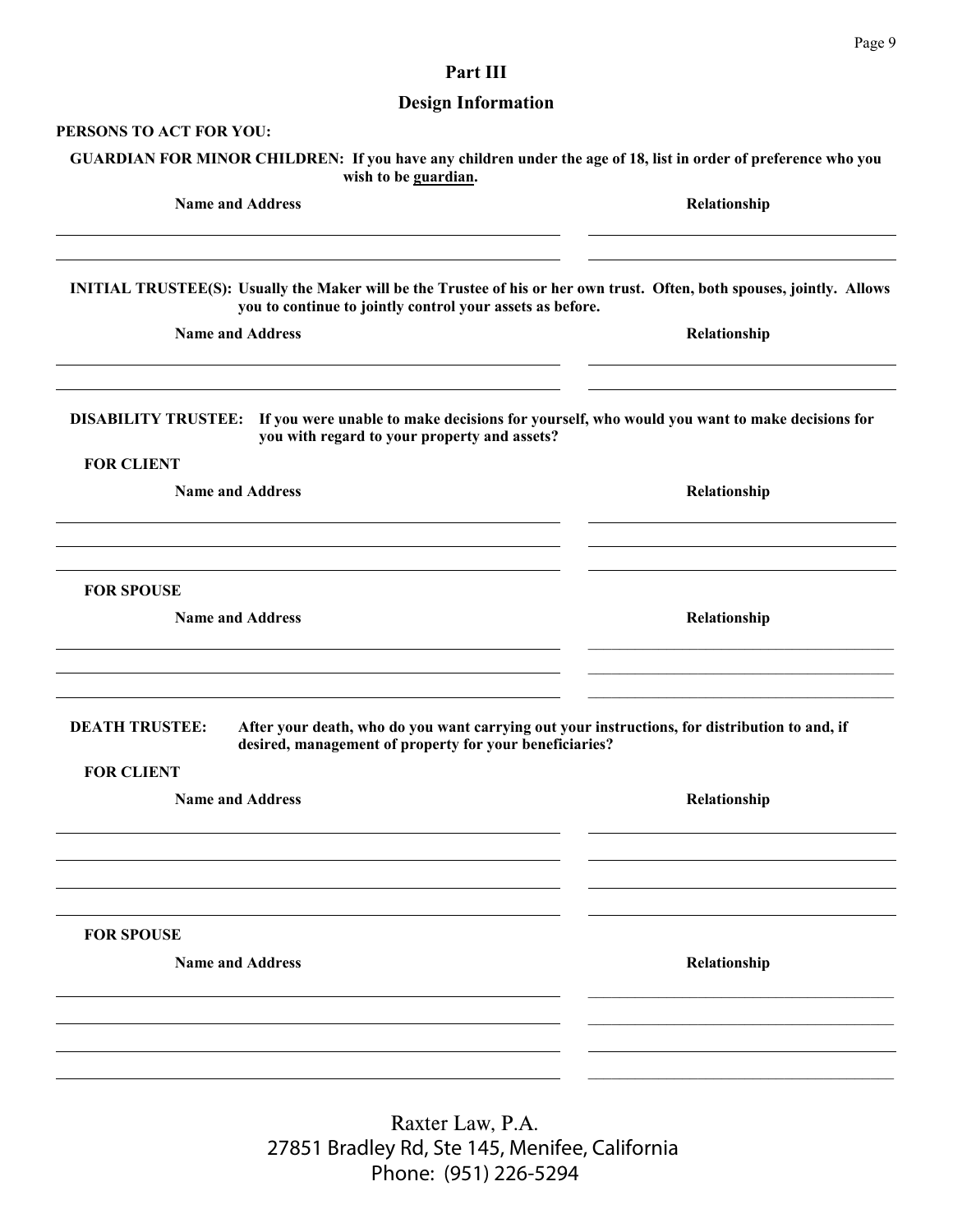## Part III

## Design Information

**PERSONS TO ACT FOR YOU:**

**GUARDIAN FOR MINOR CHILDREN: If you have any children under the age of 18, list in order of preference who you wish to be guardian.**

| Name and Address | Relationship |
|---|---|
| | |
| | |

**INITIAL TRUSTEE(S): Usually the Maker will be the Trustee of his or her own trust. Often, both spouses, jointly. Allows you to continue to jointly control your assets as before.**

| Name and Address | Relationship |
|---|---|
| | |
| | |

**DISABILITY TRUSTEE: If you were unable to make decisions for yourself, who would you want to make decisions for you with regard to your property and assets?**

**FOR CLIENT**

| Name and Address | Relationship |
|---|---|
| | |
| | |
| | |

**FOR SPOUSE**

| Name and Address | Relationship |
|---|---|
| | |
| | |
| | |

**DEATH TRUSTEE: After your death, who do you want carrying out your instructions, for distribution to and, if desired, management of property for your beneficiaries?**

**FOR CLIENT**

| Name and Address | Relationship |
|---|---|
| | |
| | |
| | |
| | |

**FOR SPOUSE**

| Name and Address | Relationship |
|---|---|
| | |
| | |
| | |
| | |

Raxter Law, P.A.
27851 Bradley Rd, Ste 145, Menifee, California
Phone: (951) 226-5294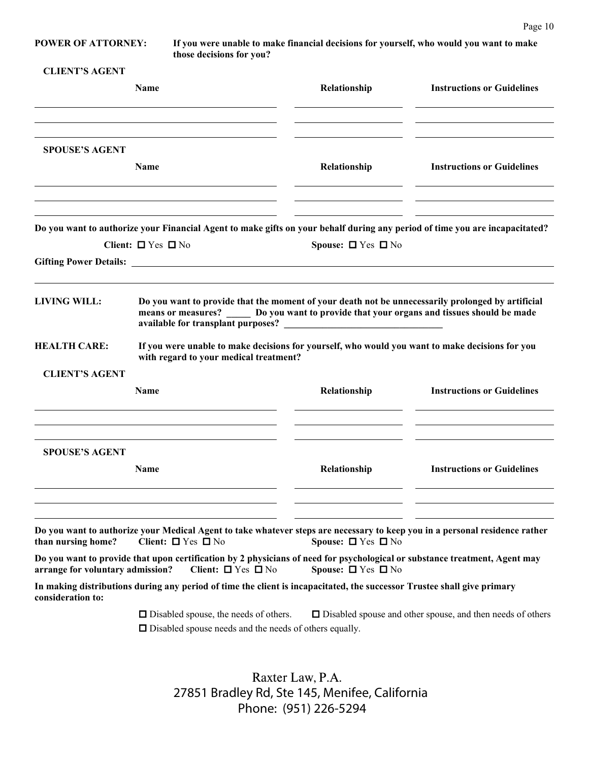**POWER OF ATTORNEY:** **If you were unable to make financial decisions for yourself, who would you want to make those decisions for you?**

**CLIENT'S AGENT**

| Name | Relationship | Instructions or Guidelines |
|---|---|---|
| | | |
| | | |
| | | |

**SPOUSE'S AGENT**

| Name | Relationship | Instructions or Guidelines |
|---|---|---|
| | | |
| | | |
| | | |

**Do you want to authorize your Financial Agent to make gifts on your behalf during any period of time you are incapacitated?**

**Client:** ☐ Yes ☐ No **Spouse:** ☐ Yes ☐ No

**Gifting Power Details:** ________________________________________________

________________________________________________

**LIVING WILL:** **Do you want to provide that the moment of your death not be unnecessarily prolonged by artificial means or measures? _____ Do you want to provide that your organs and tissues should be made available for transplant purposes? ________________________________**

**HEALTH CARE:** **If you were unable to make decisions for yourself, who would you want to make decisions for you with regard to your medical treatment?**

**CLIENT'S AGENT**

| Name | Relationship | Instructions or Guidelines |
|---|---|---|
| | | |
| | | |
| | | |

**SPOUSE'S AGENT**

| Name | Relationship | Instructions or Guidelines |
|---|---|---|
| | | |
| | | |
| | | |

**Do you want to authorize your Medical Agent to take whatever steps are necessary to keep you in a personal residence rather than nursing home?** **Client:** ☐ Yes ☐ No **Spouse:** ☐ Yes ☐ No

**Do you want to provide that upon certification by 2 physicians of need for psychological or substance treatment, Agent may arrange for voluntary admission?** **Client:** ☐ Yes ☐ No **Spouse:** ☐ Yes ☐ No

**In making distributions during any period of time the client is incapacitated, the successor Trustee shall give primary consideration to:**

☐ Disabled spouse, the needs of others. ☐ Disabled spouse and other spouse, and then needs of others

☐ Disabled spouse needs and the needs of others equally.

Raxter Law, P.A.
27851 Bradley Rd, Ste 145, Menifee, California
Phone: (951) 226-5294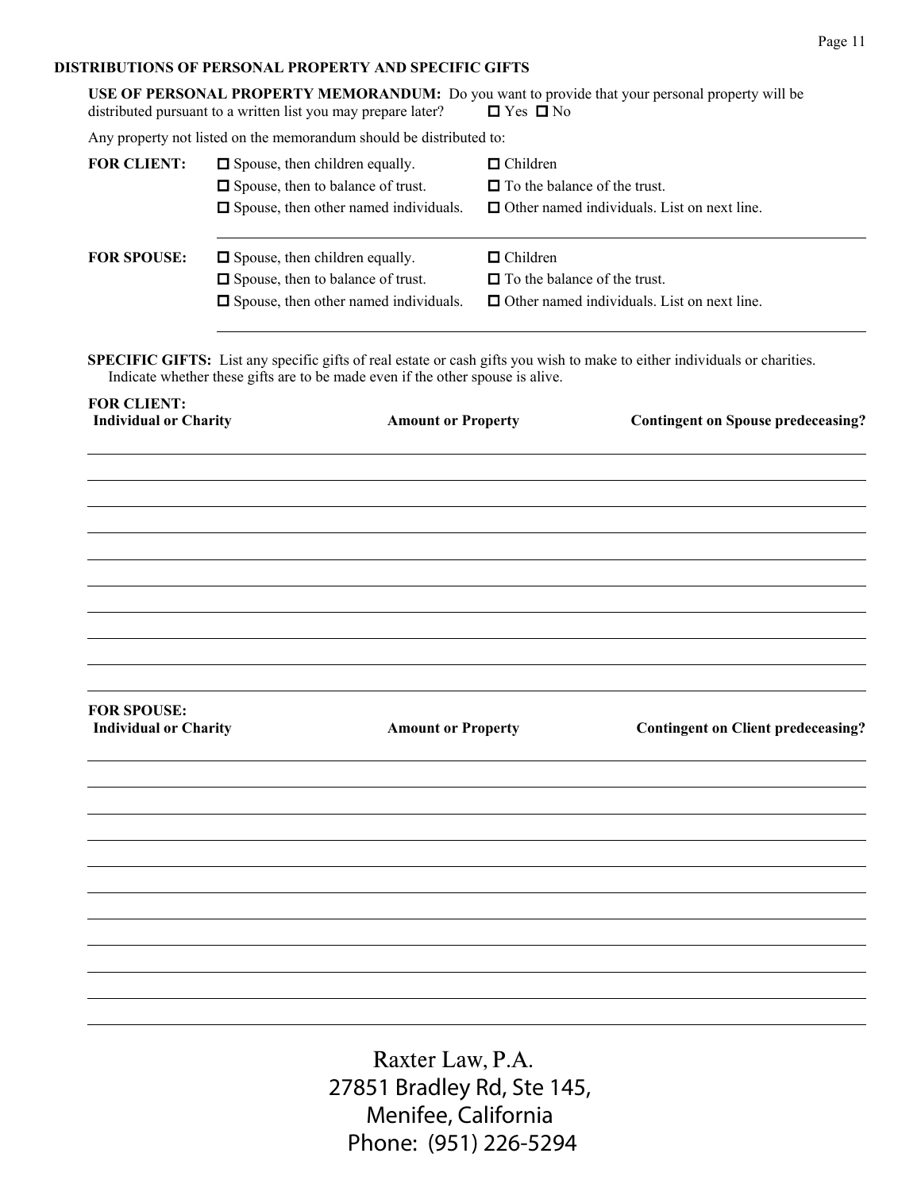## DISTRIBUTIONS OF PERSONAL PROPERTY AND SPECIFIC GIFTS

**USE OF PERSONAL PROPERTY MEMORANDUM:** Do you want to provide that your personal property will be distributed pursuant to a written list you may prepare later? ☐ Yes ☐ No

Any property not listed on the memorandum should be distributed to:

**FOR CLIENT:**

- ☐ Spouse, then children equally.
- ☐ Spouse, then to balance of trust.
- ☐ Spouse, then other named individuals.
- ☐ Children
- ☐ To the balance of the trust.
- ☐ Other named individuals. List on next line.

______________________________________________

**FOR SPOUSE:**

- ☐ Spouse, then children equally.
- ☐ Spouse, then to balance of trust.
- ☐ Spouse, then other named individuals.
- ☐ Children
- ☐ To the balance of the trust.
- ☐ Other named individuals. List on next line.

______________________________________________

**SPECIFIC GIFTS:** List any specific gifts of real estate or cash gifts you wish to make to either individuals or charities. Indicate whether these gifts are to be made even if the other spouse is alive.

**FOR CLIENT:**

| Individual or Charity | Amount or Property | Contingent on Spouse predeceasing? |
|---|---|---|
| | | |
| | | |
| | | |
| | | |
| | | |
| | | |
| | | |
| | | |
| | | |
| | | |

**FOR SPOUSE:**

| Individual or Charity | Amount or Property | Contingent on Client predeceasing? |
|---|---|---|
| | | |
| | | |
| | | |
| | | |
| | | |
| | | |
| | | |
| | | |
| | | |
| | | |
| | | |

Raxter Law, P.A.
27851 Bradley Rd, Ste 145,
Menifee, California
Phone: (951) 226-5294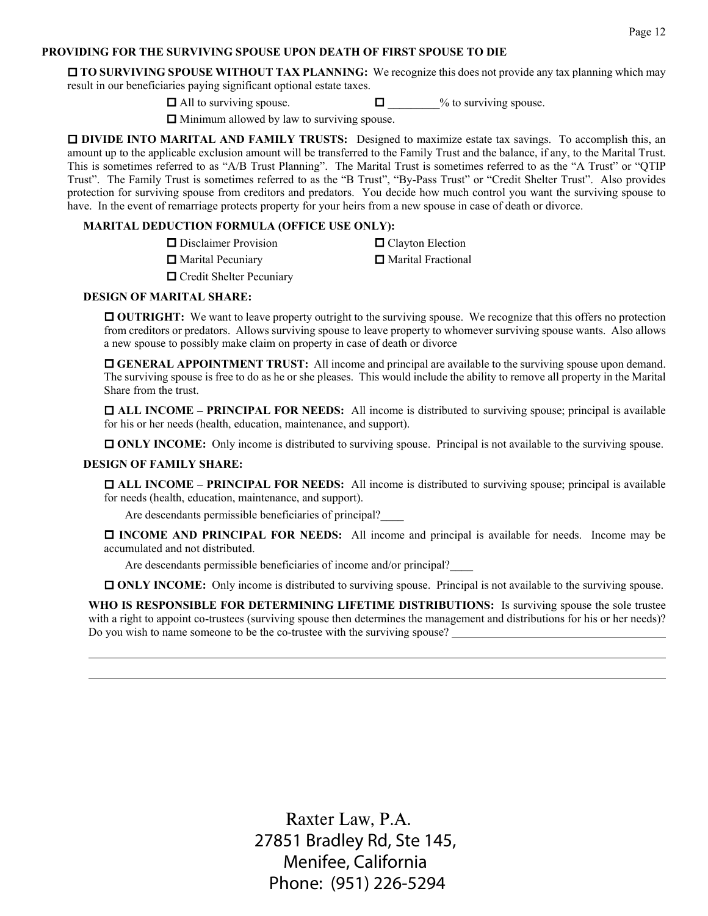## PROVIDING FOR THE SURVIVING SPOUSE UPON DEATH OF FIRST SPOUSE TO DIE

☐ **TO SURVIVING SPOUSE WITHOUT TAX PLANNING:** We recognize this does not provide any tax planning which may result in our beneficiaries paying significant optional estate taxes.

☐ All to surviving spouse. ☐ _________% to surviving spouse.

☐ Minimum allowed by law to surviving spouse.

☐ **DIVIDE INTO MARITAL AND FAMILY TRUSTS:** Designed to maximize estate tax savings. To accomplish this, an amount up to the applicable exclusion amount will be transferred to the Family Trust and the balance, if any, to the Marital Trust. This is sometimes referred to as "A/B Trust Planning". The Marital Trust is sometimes referred to as the "A Trust" or "QTIP Trust". The Family Trust is sometimes referred to as the "B Trust", "By-Pass Trust" or "Credit Shelter Trust". Also provides protection for surviving spouse from creditors and predators. You decide how much control you want the surviving spouse to have. In the event of remarriage protects property for your heirs from a new spouse in case of death or divorce.

### MARITAL DEDUCTION FORMULA (OFFICE USE ONLY):

☐ Disclaimer Provision ☐ Clayton Election

☐ Marital Pecuniary ☐ Marital Fractional

☐ Credit Shelter Pecuniary

### DESIGN OF MARITAL SHARE:

☐ **OUTRIGHT:** We want to leave property outright to the surviving spouse. We recognize that this offers no protection from creditors or predators. Allows surviving spouse to leave property to whomever surviving spouse wants. Also allows a new spouse to possibly make claim on property in case of death or divorce

☐ **GENERAL APPOINTMENT TRUST:** All income and principal are available to the surviving spouse upon demand. The surviving spouse is free to do as he or she pleases. This would include the ability to remove all property in the Marital Share from the trust.

☐ **ALL INCOME – PRINCIPAL FOR NEEDS:** All income is distributed to surviving spouse; principal is available for his or her needs (health, education, maintenance, and support).

☐ **ONLY INCOME:** Only income is distributed to surviving spouse. Principal is not available to the surviving spouse.

### DESIGN OF FAMILY SHARE:

☐ **ALL INCOME – PRINCIPAL FOR NEEDS:** All income is distributed to surviving spouse; principal is available for needs (health, education, maintenance, and support).

Are descendants permissible beneficiaries of principal?____

☐ **INCOME AND PRINCIPAL FOR NEEDS:** All income and principal is available for needs. Income may be accumulated and not distributed.

Are descendants permissible beneficiaries of income and/or principal?____

☐ **ONLY INCOME:** Only income is distributed to surviving spouse. Principal is not available to the surviving spouse.

**WHO IS RESPONSIBLE FOR DETERMINING LIFETIME DISTRIBUTIONS:** Is surviving spouse the sole trustee with a right to appoint co-trustees (surviving spouse then determines the management and distributions for his or her needs)? Do you wish to name someone to be the co-trustee with the surviving spouse? ________________________________________

________________________________________________________________________________

________________________________________________________________________________

Raxter Law, P.A.
27851 Bradley Rd, Ste 145,
Menifee, California
Phone: (951) 226-5294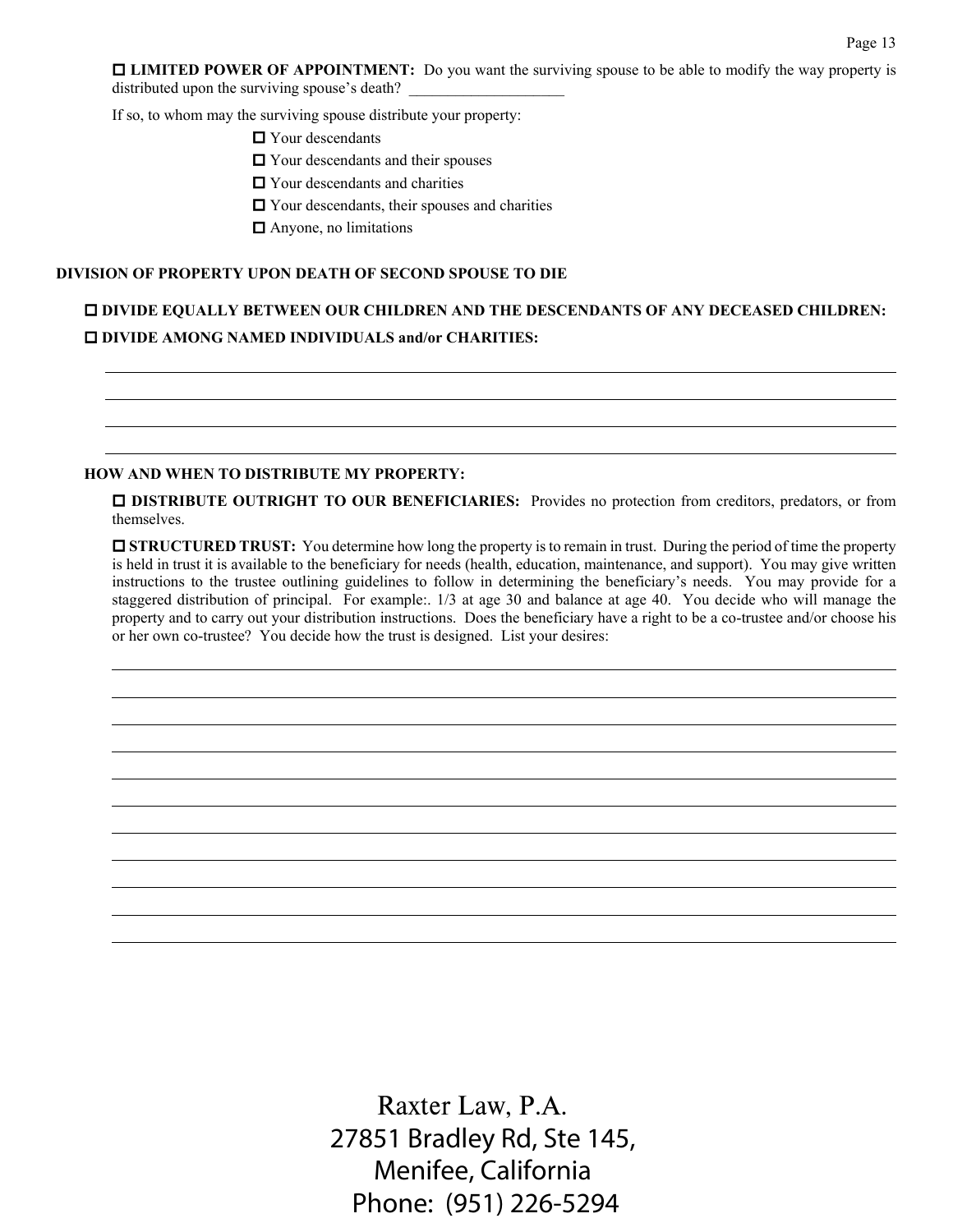☐ **LIMITED POWER OF APPOINTMENT:** Do you want the surviving spouse to be able to modify the way property is distributed upon the surviving spouse's death? ____________________

If so, to whom may the surviving spouse distribute your property:

- ☐ Your descendants
- ☐ Your descendants and their spouses
- ☐ Your descendants and charities
- ☐ Your descendants, their spouses and charities
- ☐ Anyone, no limitations

**DIVISION OF PROPERTY UPON DEATH OF SECOND SPOUSE TO DIE**

☐ **DIVIDE EQUALLY BETWEEN OUR CHILDREN AND THE DESCENDANTS OF ANY DECEASED CHILDREN:**

☐ **DIVIDE AMONG NAMED INDIVIDUALS and/or CHARITIES:**

______________________________________________________________________

______________________________________________________________________

______________________________________________________________________

______________________________________________________________________

**HOW AND WHEN TO DISTRIBUTE MY PROPERTY:**

☐ **DISTRIBUTE OUTRIGHT TO OUR BENEFICIARIES:** Provides no protection from creditors, predators, or from themselves.

☐ **STRUCTURED TRUST:** You determine how long the property is to remain in trust. During the period of time the property is held in trust it is available to the beneficiary for needs (health, education, maintenance, and support). You may give written instructions to the trustee outlining guidelines to follow in determining the beneficiary's needs. You may provide for a staggered distribution of principal. For example:. 1/3 at age 30 and balance at age 40. You decide who will manage the property and to carry out your distribution instructions. Does the beneficiary have a right to be a co-trustee and/or choose his or her own co-trustee? You decide how the trust is designed. List your desires:

______________________________________________________________________

______________________________________________________________________

______________________________________________________________________

______________________________________________________________________

______________________________________________________________________

______________________________________________________________________

______________________________________________________________________

______________________________________________________________________

______________________________________________________________________

______________________________________________________________________

______________________________________________________________________

Raxter Law, P.A.
27851 Bradley Rd, Ste 145,
Menifee, California
Phone: (951) 226-5294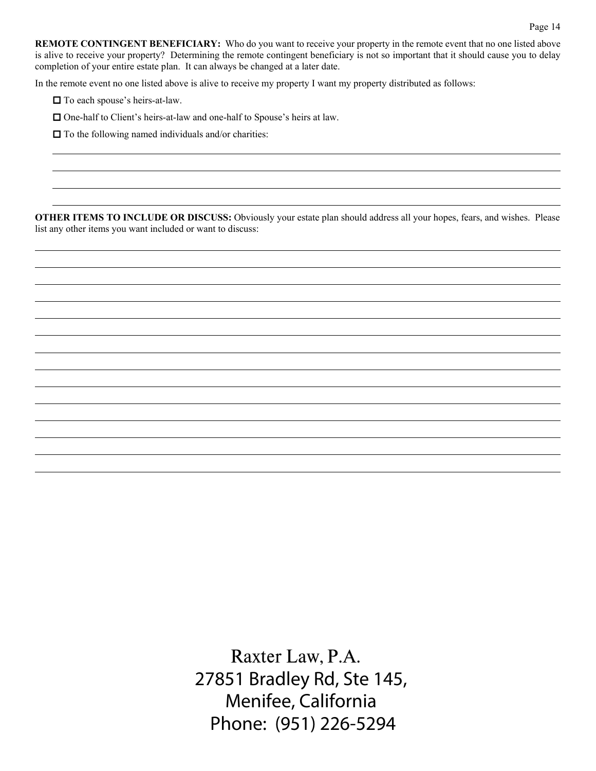**REMOTE CONTINGENT BENEFICIARY:** Who do you want to receive your property in the remote event that no one listed above is alive to receive your property? Determining the remote contingent beneficiary is not so important that it should cause you to delay completion of your entire estate plan. It can always be changed at a later date.

In the remote event no one listed above is alive to receive my property I want my property distributed as follows:

- ☐ To each spouse's heirs-at-law.
- ☐ One-half to Client's heirs-at-law and one-half to Spouse's heirs at law.
- ☐ To the following named individuals and/or charities:

______________________________________________________________________________

______________________________________________________________________________

______________________________________________________________________________

______________________________________________________________________________

**OTHER ITEMS TO INCLUDE OR DISCUSS:** Obviously your estate plan should address all your hopes, fears, and wishes. Please list any other items you want included or want to discuss:

______________________________________________________________________________

______________________________________________________________________________

______________________________________________________________________________

______________________________________________________________________________

______________________________________________________________________________

______________________________________________________________________________

______________________________________________________________________________

______________________________________________________________________________

______________________________________________________________________________

______________________________________________________________________________

______________________________________________________________________________

______________________________________________________________________________

______________________________________________________________________________

Raxter Law, P.A.
27851 Bradley Rd, Ste 145,
Menifee, California
Phone: (951) 226-5294